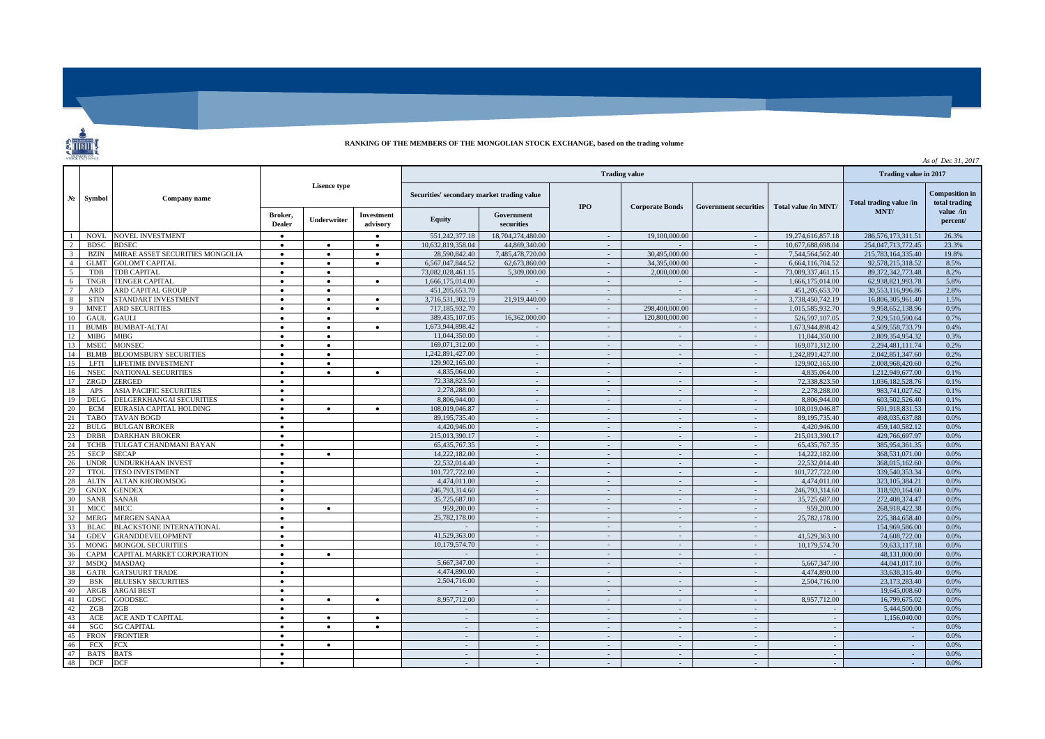**RANKING OF THE MEMBERS OF THE MONGOLIAN STOCK EXCHANGE, based on the trading volume**

*As of Dec 31, 2017*

| № | Symbol | Company name | Lisence type | | | Trading value | | | | | | Trading value in 2017 | |
|---|---|---|---|---|---|---|---|---|---|---|---|---|---|
| | | | | | | Securities' secondary market trading value | | IPO | Corporate Bonds | Government securities | Total value /in MNT/ | Total trading value /in MNT/ | Composition in total trading value /in percent/ |
| | | | Broker, Dealer | Underwriter | Investment advisory | Equity | Government securities | | | | | | |
| 1 | NOVL | NOVEL INVESTMENT | • | | • | 551,242,377.18 | 18,704,274,480.00 | - | 19,100,000.00 | - | 19,274,616,857.18 | 286,576,173,311.51 | 26.3% |
| 2 | BDSC | BDSEC | • | • | • | 10,632,819,358.04 | 44,869,340.00 | - | - | - | 10,677,688,698.04 | 254,047,713,772.45 | 23.3% |
| 3 | BZIN | MIRAE ASSET SECURITIES MONGOLIA | • | • | • | 28,590,842.40 | 7,485,478,720.00 | - | 30,495,000.00 | - | 7,544,564,562.40 | 215,783,164,335.40 | 19.8% |
| 4 | GLMT | GOLOMT CAPITAL | • | • | • | 6,567,047,844.52 | 62,673,860.00 | - | 34,395,000.00 | - | 6,664,116,704.52 | 92,578,215,318.52 | 8.5% |
| 5 | TDB | TDB CAPITAL | • | • | | 73,082,028,461.15 | 5,309,000.00 | - | 2,000,000.00 | - | 73,089,337,461.15 | 89,372,342,773.48 | 8.2% |
| 6 | TNGR | TENGER CAPITAL | • | • | • | 1,666,175,014.00 | - | - | - | - | 1,666,175,014.00 | 62,938,821,993.78 | 5.8% |
| 7 | ARD | ARD CAPITAL GROUP | • | • | | 451,205,653.70 | - | - | - | - | 451,205,653.70 | 30,553,116,996.86 | 2.8% |
| 8 | STIN | STANDART INVESTMENT | • | • | • | 3,716,531,302.19 | 21,919,440.00 | - | - | - | 3,738,450,742.19 | 16,806,305,961.40 | 1.5% |
| 9 | MNET | ARD SECURITIES | • | • | • | 717,185,932.70 | - | - | 298,400,000.00 | - | 1,015,585,932.70 | 9,958,652,138.96 | 0.9% |
| 10 | GAUL | GAULI | • | • | | 389,435,107.05 | 16,362,000.00 | - | 120,800,000.00 | - | 526,597,107.05 | 7,929,510,590.64 | 0.7% |
| 11 | BUMB | BUMBAT-ALTAI | • | • | • | 1,673,944,898.42 | - | - | - | - | 1,673,944,898.42 | 4,509,558,733.79 | 0.4% |
| 12 | MIBG | MIBG | • | • | | 11,044,350.00 | - | - | - | - | 11,044,350.00 | 2,809,354,954.32 | 0.3% |
| 13 | MSEC | MONSEC | • | • | | 169,071,312.00 | - | - | - | - | 169,071,312.00 | 2,294,481,111.74 | 0.2% |
| 14 | BLMB | BLOOMSBURY SECURITIES | • | • | | 1,242,891,427.00 | - | - | - | - | 1,242,891,427.00 | 2,042,851,347.60 | 0.2% |
| 15 | LFTI | LIFETIME INVESTMENT | • | • | | 129,902,165.00 | - | - | - | - | 129,902,165.00 | 2,008,968,420.60 | 0.2% |
| 16 | NSEC | NATIONAL SECURITIES | • | • | • | 4,835,064.00 | - | - | - | - | 4,835,064.00 | 1,212,949,677.00 | 0.1% |
| 17 | ZRGD | ZERGED | • | | | 72,338,823.50 | - | - | - | - | 72,338,823.50 | 1,036,182,528.76 | 0.1% |
| 18 | APS | ASIA PACIFIC SECURITIES | • | | | 2,278,288.00 | - | - | - | - | 2,278,288.00 | 983,741,027.62 | 0.1% |
| 19 | DELG | DELGERKHANGAI SECURITIES | • | | | 8,806,944.00 | - | - | - | - | 8,806,944.00 | 603,502,526.40 | 0.1% |
| 20 | ECM | EURASIA CAPITAL HOLDING | • | • | • | 108,019,046.87 | - | - | - | - | 108,019,046.87 | 591,918,831.53 | 0.1% |
| 21 | TABO | TAVAN BOGD | • | | | 89,195,735.40 | - | - | - | - | 89,195,735.40 | 498,035,637.88 | 0.0% |
| 22 | BULG | BULGAN BROKER | • | | | 4,420,946.00 | - | - | - | - | 4,420,946.00 | 459,140,582.12 | 0.0% |
| 23 | DRBR | DARKHAN BROKER | • | | | 215,013,390.17 | - | - | - | - | 215,013,390.17 | 429,766,697.97 | 0.0% |
| 24 | TCHB | TULGAT CHANDMANI BAYAN | • | | | 65,435,767.35 | - | - | - | - | 65,435,767.35 | 385,954,361.35 | 0.0% |
| 25 | SECP | SECAP | • | • | | 14,222,182.00 | - | - | - | - | 14,222,182.00 | 368,531,071.00 | 0.0% |
| 26 | UNDR | UNDURKHAAN INVEST | • | | | 22,532,014.40 | - | - | - | - | 22,532,014.40 | 368,015,162.60 | 0.0% |
| 27 | TTOL | TESO INVESTMENT | • | | | 101,727,722.00 | - | - | - | - | 101,727,722.00 | 339,540,353.34 | 0.0% |
| 28 | ALTN | ALTAN KHOROMSOG | • | | | 4,474,011.00 | - | - | - | - | 4,474,011.00 | 323,105,384.21 | 0.0% |
| 29 | GNDX | GENDEX | • | | | 246,793,314.60 | - | - | - | - | 246,793,314.60 | 318,920,164.60 | 0.0% |
| 30 | SANR | SANAR | • | | | 35,725,687.00 | - | - | - | - | 35,725,687.00 | 272,408,374.47 | 0.0% |
| 31 | MICC | MICC | • | • | | 959,200.00 | - | - | - | - | 959,200.00 | 268,918,422.38 | 0.0% |
| 32 | MERG | MERGEN SANAA | • | | | 25,782,178.00 | - | - | - | - | 25,782,178.00 | 225,384,658.40 | 0.0% |
| 33 | BLAC | BLACKSTONE INTERNATIONAL | • | | | - | - | - | - | - | - | 154,969,586.00 | 0.0% |
| 34 | GDEV | GRANDDEVELOPMENT | • | | | 41,529,363.00 | - | - | - | - | 41,529,363.00 | 74,608,722.00 | 0.0% |
| 35 | MONG | MONGOL SECURITIES | • | | | 10,179,574.70 | - | - | - | - | 10,179,574.70 | 59,633,117.18 | 0.0% |
| 36 | CAPM | CAPITAL MARKET CORPORATION | • | • | | - | - | - | - | - | - | 48,131,000.00 | 0.0% |
| 37 | MSDQ | MASDAQ | • | | | 5,667,347.00 | - | - | - | - | 5,667,347.00 | 44,041,017.10 | 0.0% |
| 38 | GATR | GATSUURT TRADE | • | | | 4,474,890.00 | - | - | - | - | 4,474,890.00 | 33,638,315.40 | 0.0% |
| 39 | BSK | BLUESKY SECURITIES | • | | | 2,504,716.00 | - | - | - | - | 2,504,716.00 | 23,173,283.40 | 0.0% |
| 40 | ARGB | ARGAI BEST | • | | | - | - | - | - | - | - | 19,645,008.60 | 0.0% |
| 41 | GDSC | GOODSEC | • | • | • | 8,957,712.00 | - | - | - | - | 8,957,712.00 | 16,799,675.02 | 0.0% |
| 42 | ZGB | ZGB | • | | | - | - | - | - | - | - | 5,444,500.00 | 0.0% |
| 43 | ACE | ACE AND T CAPITAL | • | • | • | - | - | - | - | - | - | 1,156,040.00 | 0.0% |
| 44 | SGC | SG CAPITAL | • | • | • | - | - | - | - | - | - | - | 0.0% |
| 45 | FRON | FRONTIER | • | | | - | - | - | - | - | - | - | 0.0% |
| 46 | FCX | FCX | • | • | | - | - | - | - | - | - | - | 0.0% |
| 47 | BATS | BATS | • | | | - | - | - | - | - | - | - | 0.0% |
| 48 | DCF | DCF | • | | | - | - | - | - | - | - | - | 0.0% |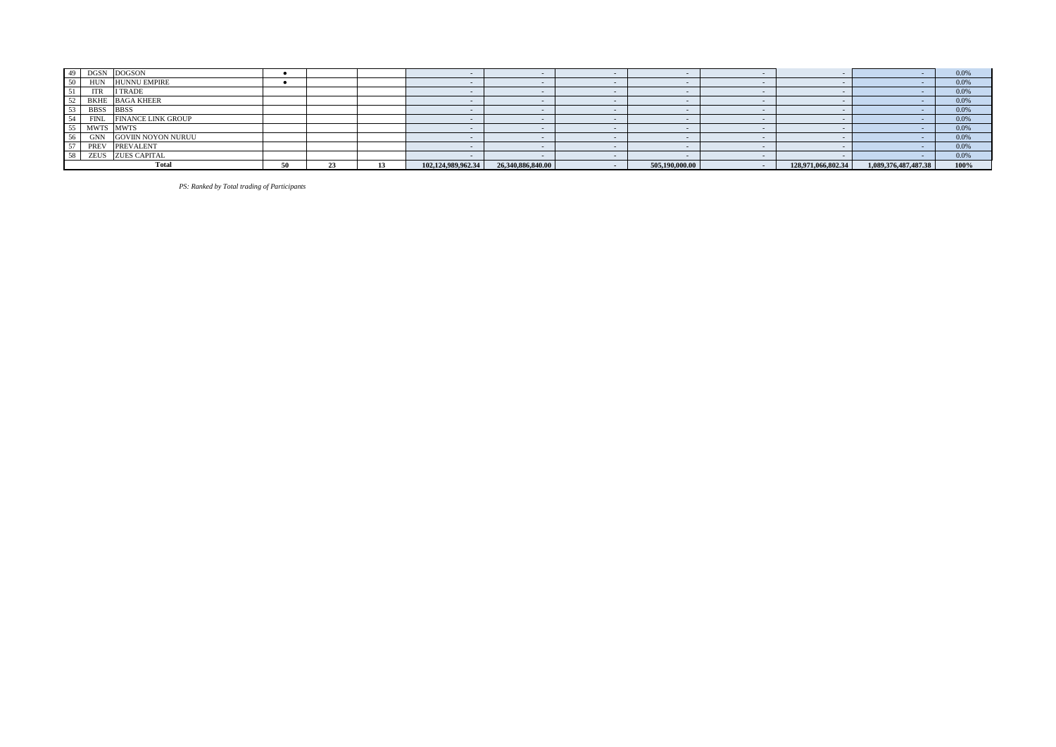| | | | | | | | | | | | | | | |
|---|---|---|---|---|---|---|---|---|---|---|---|---|---|---|
| 49 | DGSN | DOGSON | • | | | - | - | - | - | - | - | - | 0.0% |
| 50 | HUN | HUNNU EMPIRE | • | | | - | - | - | - | - | - | - | 0.0% |
| 51 | ITR | I TRADE | | | | - | - | - | - | - | - | - | 0.0% |
| 52 | BKHE | BAGA KHEER | | | | - | - | - | - | - | - | - | 0.0% |
| 53 | BBSS | BBSS | | | | - | - | - | - | - | - | - | 0.0% |
| 54 | FINL | FINANCE LINK GROUP | | | | - | - | - | - | - | - | - | 0.0% |
| 55 | MWTS | MWTS | | | | - | - | - | - | - | - | - | 0.0% |
| 56 | GNN | GOVIIN NOYON NURUU | | | | - | - | - | - | - | - | - | 0.0% |
| 57 | PREV | PREVALENT | | | | - | - | - | - | - | - | - | 0.0% |
| 58 | ZEUS | ZUES CAPITAL | | | | - | - | - | - | - | - | - | 0.0% |
| **Total** | | | **50** | **23** | **13** | **102,124,989,962.34** | **26,340,886,840.00** | **-** | **505,190,000.00** | **-** | **128,971,066,802.34** | **1,089,376,487,487.38** | **100%** |

*PS: Ranked by Total trading of Participants*